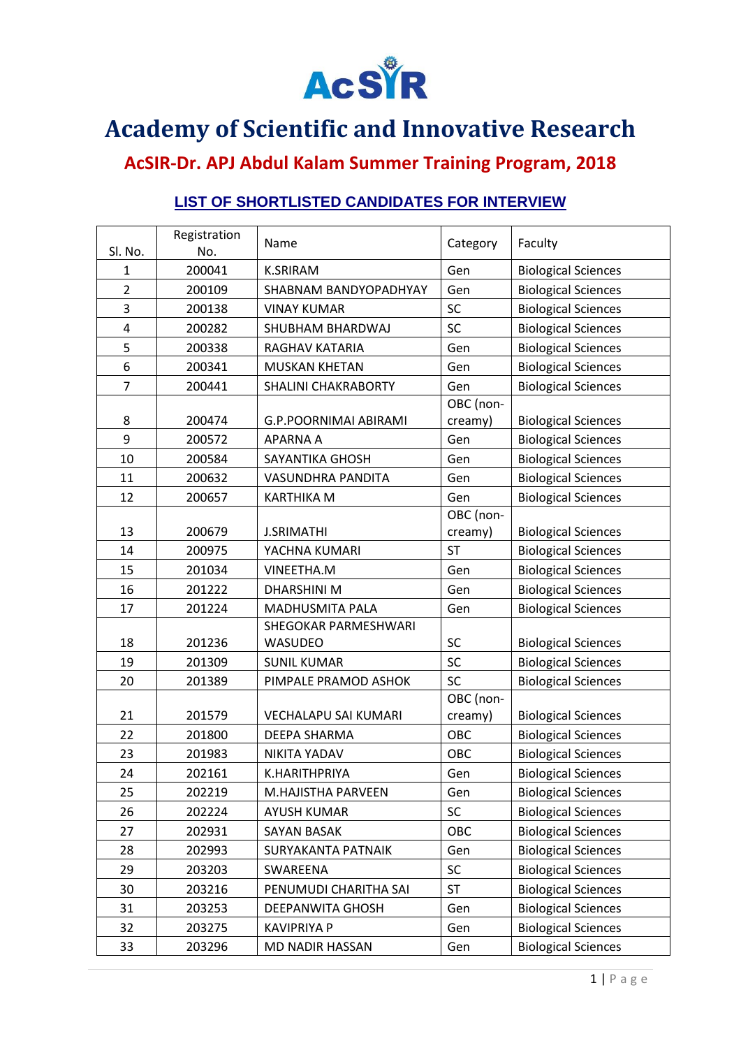AcSIR

# Academy of Scientific and Innovative Research

## AcSIR-Dr. APJ Abdul Kalam Summer Training Program, 2018

### LIST OF SHORTLISTED CANDIDATES FOR INTERVIEW

| Sl. No. | Registration No. | Name | Category | Faculty |
|---|---|---|---|---|
| 1 | 200041 | K.SRIRAM | Gen | Biological Sciences |
| 2 | 200109 | SHABNAM BANDYOPADHYAY | Gen | Biological Sciences |
| 3 | 200138 | VINAY KUMAR | SC | Biological Sciences |
| 4 | 200282 | SHUBHAM BHARDWAJ | SC | Biological Sciences |
| 5 | 200338 | RAGHAV KATARIA | Gen | Biological Sciences |
| 6 | 200341 | MUSKAN KHETAN | Gen | Biological Sciences |
| 7 | 200441 | SHALINI CHAKRABORTY | Gen | Biological Sciences |
| 8 | 200474 | G.P.POORNIMAI ABIRAMI | OBC (non-creamy) | Biological Sciences |
| 9 | 200572 | APARNA A | Gen | Biological Sciences |
| 10 | 200584 | SAYANTIKA GHOSH | Gen | Biological Sciences |
| 11 | 200632 | VASUNDHRA PANDITA | Gen | Biological Sciences |
| 12 | 200657 | KARTHIKA M | Gen | Biological Sciences |
| 13 | 200679 | J.SRIMATHI | OBC (non-creamy) | Biological Sciences |
| 14 | 200975 | YACHNA KUMARI | ST | Biological Sciences |
| 15 | 201034 | VINEETHA.M | Gen | Biological Sciences |
| 16 | 201222 | DHARSHINI M | Gen | Biological Sciences |
| 17 | 201224 | MADHUSMITA PALA | Gen | Biological Sciences |
| 18 | 201236 | SHEGOKAR PARMESHWARI WASUDEO | SC | Biological Sciences |
| 19 | 201309 | SUNIL KUMAR | SC | Biological Sciences |
| 20 | 201389 | PIMPALE PRAMOD ASHOK | SC | Biological Sciences |
| 21 | 201579 | VECHALAPU SAI KUMARI | OBC (non-creamy) | Biological Sciences |
| 22 | 201800 | DEEPA SHARMA | OBC | Biological Sciences |
| 23 | 201983 | NIKITA YADAV | OBC | Biological Sciences |
| 24 | 202161 | K.HARITHPRIYA | Gen | Biological Sciences |
| 25 | 202219 | M.HAJISTHA PARVEEN | Gen | Biological Sciences |
| 26 | 202224 | AYUSH KUMAR | SC | Biological Sciences |
| 27 | 202931 | SAYAN BASAK | OBC | Biological Sciences |
| 28 | 202993 | SURYAKANTA PATNAIK | Gen | Biological Sciences |
| 29 | 203203 | SWAREENA | SC | Biological Sciences |
| 30 | 203216 | PENUMUDI CHARITHA SAI | ST | Biological Sciences |
| 31 | 203253 | DEEPANWITA GHOSH | Gen | Biological Sciences |
| 32 | 203275 | KAVIPRIYA P | Gen | Biological Sciences |
| 33 | 203296 | MD NADIR HASSAN | Gen | Biological Sciences |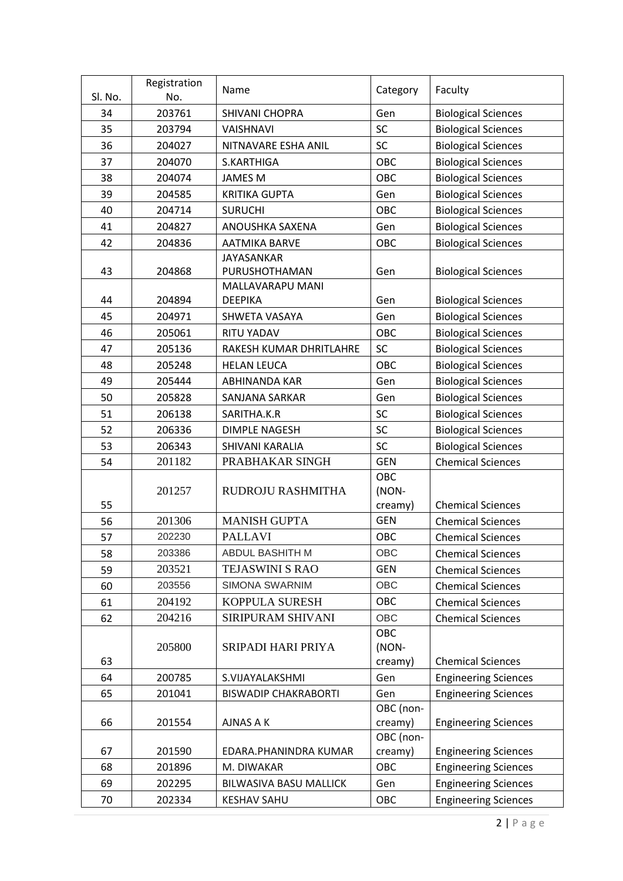| Sl. No. | Registration No. | Name | Category | Faculty |
|---|---|---|---|---|
| 34 | 203761 | SHIVANI CHOPRA | Gen | Biological Sciences |
| 35 | 203794 | VAISHNAVI | SC | Biological Sciences |
| 36 | 204027 | NITNAVARE ESHA ANIL | SC | Biological Sciences |
| 37 | 204070 | S.KARTHIGA | OBC | Biological Sciences |
| 38 | 204074 | JAMES M | OBC | Biological Sciences |
| 39 | 204585 | KRITIKA GUPTA | Gen | Biological Sciences |
| 40 | 204714 | SURUCHI | OBC | Biological Sciences |
| 41 | 204827 | ANOUSHKA SAXENA | Gen | Biological Sciences |
| 42 | 204836 | AATMIKA BARVE | OBC | Biological Sciences |
| 43 | 204868 | JAYASANKAR PURUSHOTHAMAN | Gen | Biological Sciences |
| 44 | 204894 | MALLAVARAPU MANI DEEPIKA | Gen | Biological Sciences |
| 45 | 204971 | SHWETA VASAYA | Gen | Biological Sciences |
| 46 | 205061 | RITU YADAV | OBC | Biological Sciences |
| 47 | 205136 | RAKESH KUMAR DHRITLAHRE | SC | Biological Sciences |
| 48 | 205248 | HELAN LEUCA | OBC | Biological Sciences |
| 49 | 205444 | ABHINANDA KAR | Gen | Biological Sciences |
| 50 | 205828 | SANJANA SARKAR | Gen | Biological Sciences |
| 51 | 206138 | SARITHA.K.R | SC | Biological Sciences |
| 52 | 206336 | DIMPLE NAGESH | SC | Biological Sciences |
| 53 | 206343 | SHIVANI KARALIA | SC | Biological Sciences |
| 54 | 201182 | PRABHAKAR SINGH | GEN | Chemical Sciences |
| 55 | 201257 | RUDROJU RASHMITHA | OBC (NON-creamy) | Chemical Sciences |
| 56 | 201306 | MANISH GUPTA | GEN | Chemical Sciences |
| 57 | 202230 | PALLAVI | OBC | Chemical Sciences |
| 58 | 203386 | ABDUL BASHITH M | OBC | Chemical Sciences |
| 59 | 203521 | TEJASWINI S RAO | GEN | Chemical Sciences |
| 60 | 203556 | SIMONA SWARNIM | OBC | Chemical Sciences |
| 61 | 204192 | KOPPULA SURESH | OBC | Chemical Sciences |
| 62 | 204216 | SIRIPURAM SHIVANI | OBC | Chemical Sciences |
| 63 | 205800 | SRIPADI HARI PRIYA | OBC (NON-creamy) | Chemical Sciences |
| 64 | 200785 | S.VIJAYALAKSHMI | Gen | Engineering Sciences |
| 65 | 201041 | BISWADIP CHAKRABORTI | Gen | Engineering Sciences |
| 66 | 201554 | AJNAS A K | OBC (non-creamy) | Engineering Sciences |
| 67 | 201590 | EDARA.PHANINDRA KUMAR | OBC (non-creamy) | Engineering Sciences |
| 68 | 201896 | M. DIWAKAR | OBC | Engineering Sciences |
| 69 | 202295 | BILWASIVA BASU MALLICK | Gen | Engineering Sciences |
| 70 | 202334 | KESHAV SAHU | OBC | Engineering Sciences |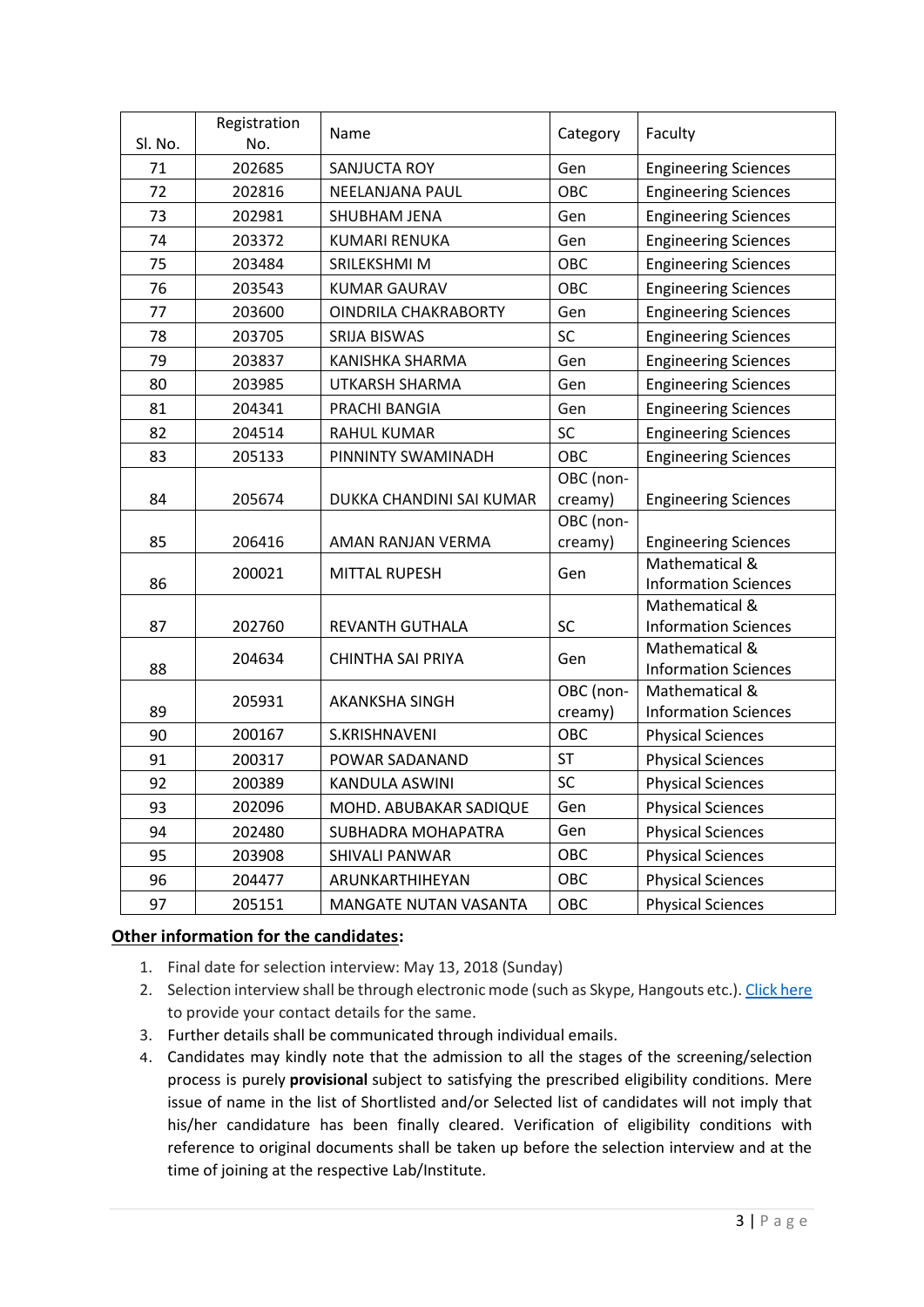| Sl. No. | Registration No. | Name | Category | Faculty |
|---|---|---|---|---|
| 71 | 202685 | SANJUCTA ROY | Gen | Engineering Sciences |
| 72 | 202816 | NEELANJANA PAUL | OBC | Engineering Sciences |
| 73 | 202981 | SHUBHAM JENA | Gen | Engineering Sciences |
| 74 | 203372 | KUMARI RENUKA | Gen | Engineering Sciences |
| 75 | 203484 | SRILEKSHMI M | OBC | Engineering Sciences |
| 76 | 203543 | KUMAR GAURAV | OBC | Engineering Sciences |
| 77 | 203600 | OINDRILA CHAKRABORTY | Gen | Engineering Sciences |
| 78 | 203705 | SRIJA BISWAS | SC | Engineering Sciences |
| 79 | 203837 | KANISHKA SHARMA | Gen | Engineering Sciences |
| 80 | 203985 | UTKARSH SHARMA | Gen | Engineering Sciences |
| 81 | 204341 | PRACHI BANGIA | Gen | Engineering Sciences |
| 82 | 204514 | RAHUL KUMAR | SC | Engineering Sciences |
| 83 | 205133 | PINNINTY SWAMINADH | OBC | Engineering Sciences |
| 84 | 205674 | DUKKA CHANDINI SAI KUMAR | OBC (non-creamy) | Engineering Sciences |
| 85 | 206416 | AMAN RANJAN VERMA | OBC (non-creamy) | Engineering Sciences |
| 86 | 200021 | MITTAL RUPESH | Gen | Mathematical & Information Sciences |
| 87 | 202760 | REVANTH GUTHALA | SC | Mathematical & Information Sciences |
| 88 | 204634 | CHINTHA SAI PRIYA | Gen | Mathematical & Information Sciences |
| 89 | 205931 | AKANKSHA SINGH | OBC (non-creamy) | Mathematical & Information Sciences |
| 90 | 200167 | S.KRISHNAVENI | OBC | Physical Sciences |
| 91 | 200317 | POWAR SADANAND | ST | Physical Sciences |
| 92 | 200389 | KANDULA ASWINI | SC | Physical Sciences |
| 93 | 202096 | MOHD. ABUBAKAR SADIQUE | Gen | Physical Sciences |
| 94 | 202480 | SUBHADRA MOHAPATRA | Gen | Physical Sciences |
| 95 | 203908 | SHIVALI PANWAR | OBC | Physical Sciences |
| 96 | 204477 | ARUNKARTHIHEYAN | OBC | Physical Sciences |
| 97 | 205151 | MANGATE NUTAN VASANTA | OBC | Physical Sciences |

**Other information for the candidates:**

1. Final date for selection interview: May 13, 2018 (Sunday)
2. Selection interview shall be through electronic mode (such as Skype, Hangouts etc.). Click here to provide your contact details for the same.
3. Further details shall be communicated through individual emails.
4. Candidates may kindly note that the admission to all the stages of the screening/selection process is purely **provisional** subject to satisfying the prescribed eligibility conditions. Mere issue of name in the list of Shortlisted and/or Selected list of candidates will not imply that his/her candidature has been finally cleared. Verification of eligibility conditions with reference to original documents shall be taken up before the selection interview and at the time of joining at the respective Lab/Institute.